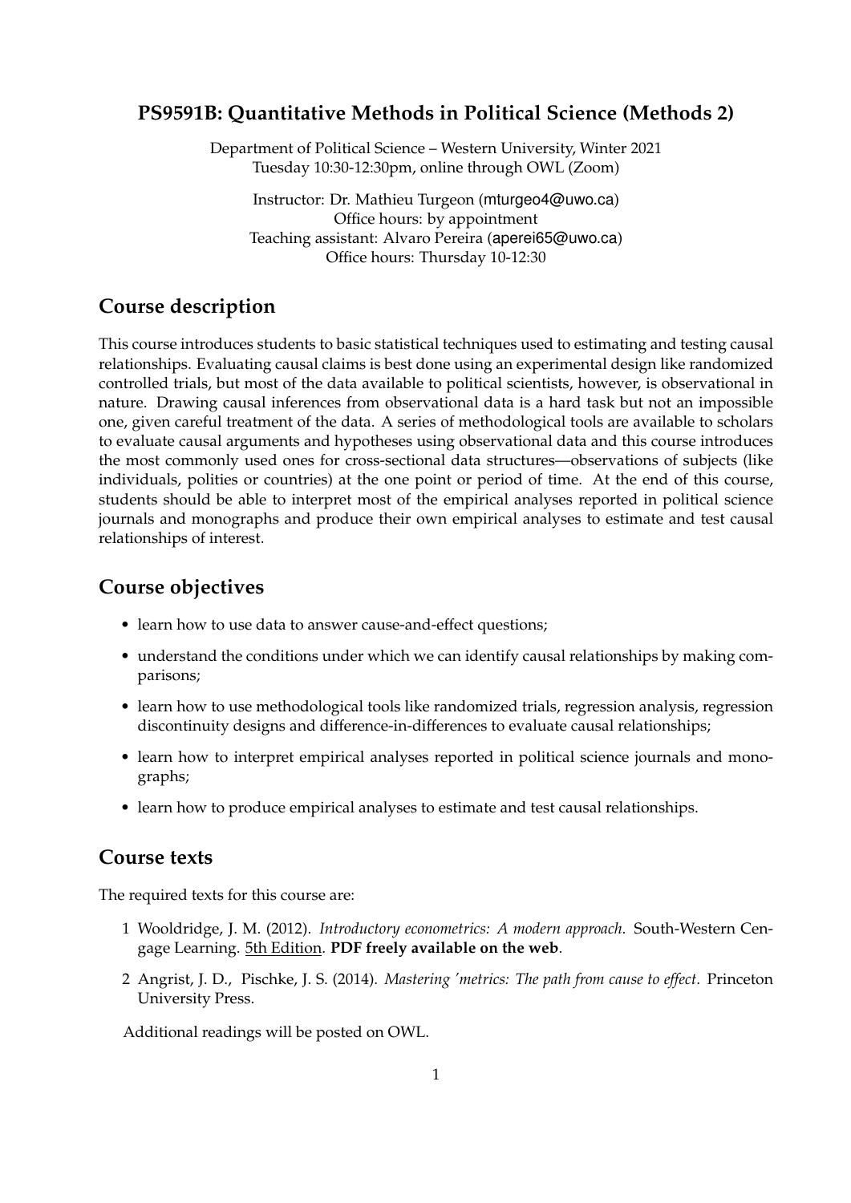# PS9591B: Quantitative Methods in Political Science (Methods 2)

Department of Political Science – Western University, Winter 2021
Tuesday 10:30-12:30pm, online through OWL (Zoom)

Instructor: Dr. Mathieu Turgeon (mturgeo4@uwo.ca)
Office hours: by appointment
Teaching assistant: Alvaro Pereira (aperei65@uwo.ca)
Office hours: Thursday 10-12:30

## Course description

This course introduces students to basic statistical techniques used to estimating and testing causal relationships. Evaluating causal claims is best done using an experimental design like randomized controlled trials, but most of the data available to political scientists, however, is observational in nature. Drawing causal inferences from observational data is a hard task but not an impossible one, given careful treatment of the data. A series of methodological tools are available to scholars to evaluate causal arguments and hypotheses using observational data and this course introduces the most commonly used ones for cross-sectional data structures—observations of subjects (like individuals, polities or countries) at the one point or period of time. At the end of this course, students should be able to interpret most of the empirical analyses reported in political science journals and monographs and produce their own empirical analyses to estimate and test causal relationships of interest.

## Course objectives

- learn how to use data to answer cause-and-effect questions;
- understand the conditions under which we can identify causal relationships by making comparisons;
- learn how to use methodological tools like randomized trials, regression analysis, regression discontinuity designs and difference-in-differences to evaluate causal relationships;
- learn how to interpret empirical analyses reported in political science journals and monographs;
- learn how to produce empirical analyses to estimate and test causal relationships.

## Course texts

The required texts for this course are:

1. Wooldridge, J. M. (2012). *Introductory econometrics: A modern approach*. South-Western Cengage Learning. 5th Edition. **PDF freely available on the web**.
2. Angrist, J. D., Pischke, J. S. (2014). *Mastering 'metrics: The path from cause to effect*. Princeton University Press.

Additional readings will be posted on OWL.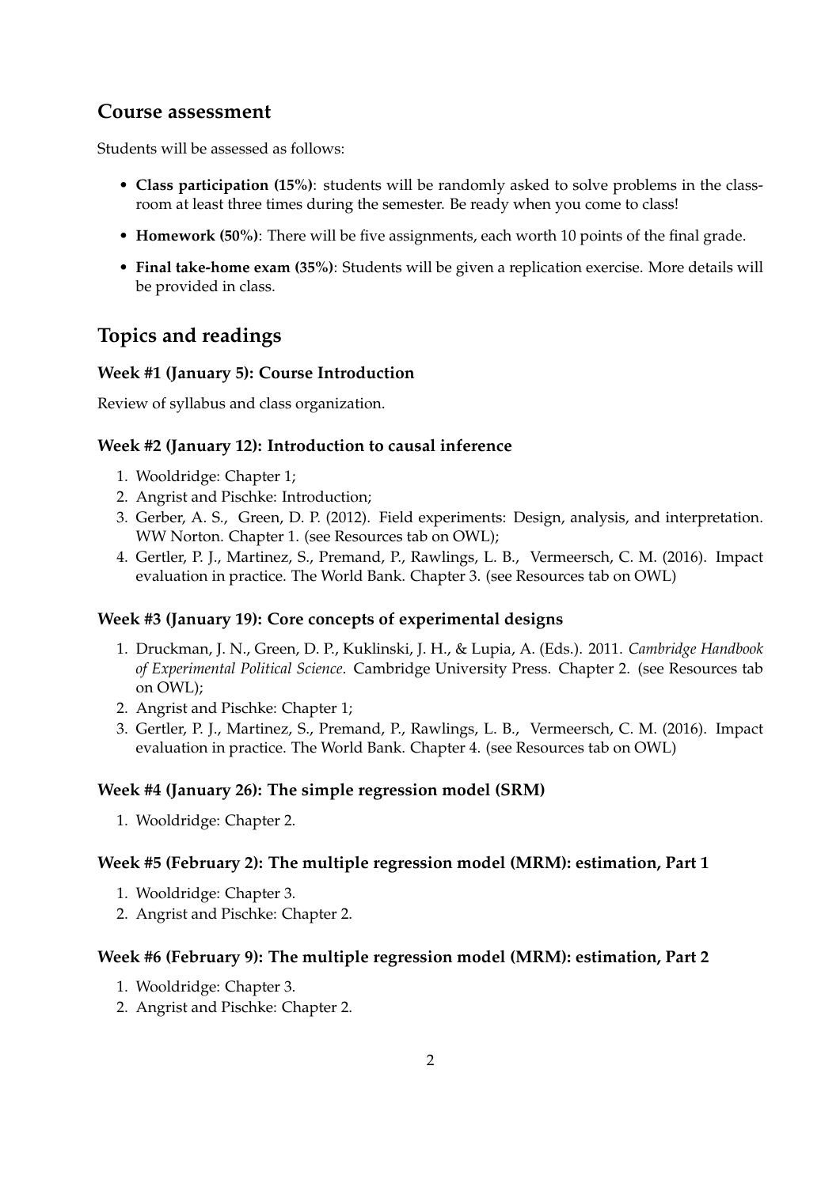## Course assessment

Students will be assessed as follows:

- **Class participation (15%)**: students will be randomly asked to solve problems in the classroom at least three times during the semester. Be ready when you come to class!
- **Homework (50%)**: There will be five assignments, each worth 10 points of the final grade.
- **Final take-home exam (35%)**: Students will be given a replication exercise. More details will be provided in class.

## Topics and readings

### Week #1 (January 5): Course Introduction

Review of syllabus and class organization.

### Week #2 (January 12): Introduction to causal inference

1. Wooldridge: Chapter 1;
2. Angrist and Pischke: Introduction;
3. Gerber, A. S., Green, D. P. (2012). Field experiments: Design, analysis, and interpretation. WW Norton. Chapter 1. (see Resources tab on OWL);
4. Gertler, P. J., Martinez, S., Premand, P., Rawlings, L. B., Vermeersch, C. M. (2016). Impact evaluation in practice. The World Bank. Chapter 3. (see Resources tab on OWL)

### Week #3 (January 19): Core concepts of experimental designs

1. Druckman, J. N., Green, D. P., Kuklinski, J. H., & Lupia, A. (Eds.). 2011. *Cambridge Handbook of Experimental Political Science*. Cambridge University Press. Chapter 2. (see Resources tab on OWL);
2. Angrist and Pischke: Chapter 1;
3. Gertler, P. J., Martinez, S., Premand, P., Rawlings, L. B., Vermeersch, C. M. (2016). Impact evaluation in practice. The World Bank. Chapter 4. (see Resources tab on OWL)

### Week #4 (January 26): The simple regression model (SRM)

1. Wooldridge: Chapter 2.

### Week #5 (February 2): The multiple regression model (MRM): estimation, Part 1

1. Wooldridge: Chapter 3.
2. Angrist and Pischke: Chapter 2.

### Week #6 (February 9): The multiple regression model (MRM): estimation, Part 2

1. Wooldridge: Chapter 3.
2. Angrist and Pischke: Chapter 2.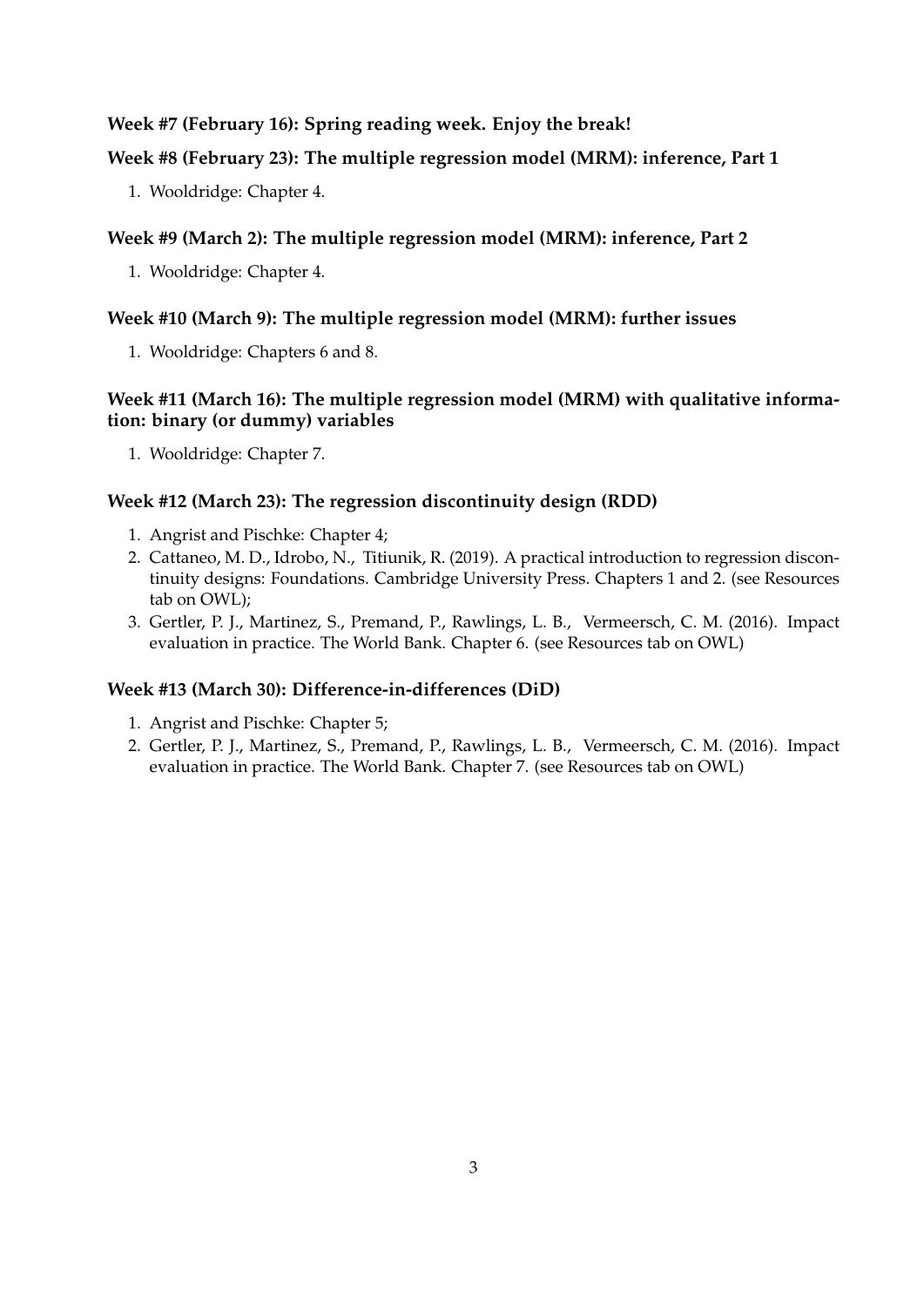**Week #7 (February 16): Spring reading week. Enjoy the break!**

**Week #8 (February 23): The multiple regression model (MRM): inference, Part 1**

1. Wooldridge: Chapter 4.

**Week #9 (March 2): The multiple regression model (MRM): inference, Part 2**

1. Wooldridge: Chapter 4.

**Week #10 (March 9): The multiple regression model (MRM): further issues**

1. Wooldridge: Chapters 6 and 8.

**Week #11 (March 16): The multiple regression model (MRM) with qualitative information: binary (or dummy) variables**

1. Wooldridge: Chapter 7.

**Week #12 (March 23): The regression discontinuity design (RDD)**

1. Angrist and Pischke: Chapter 4;
2. Cattaneo, M. D., Idrobo, N., Titiunik, R. (2019). A practical introduction to regression discontinuity designs: Foundations. Cambridge University Press. Chapters 1 and 2. (see Resources tab on OWL);
3. Gertler, P. J., Martinez, S., Premand, P., Rawlings, L. B., Vermeersch, C. M. (2016). Impact evaluation in practice. The World Bank. Chapter 6. (see Resources tab on OWL)

**Week #13 (March 30): Difference-in-differences (DiD)**

1. Angrist and Pischke: Chapter 5;
2. Gertler, P. J., Martinez, S., Premand, P., Rawlings, L. B., Vermeersch, C. M. (2016). Impact evaluation in practice. The World Bank. Chapter 7. (see Resources tab on OWL)